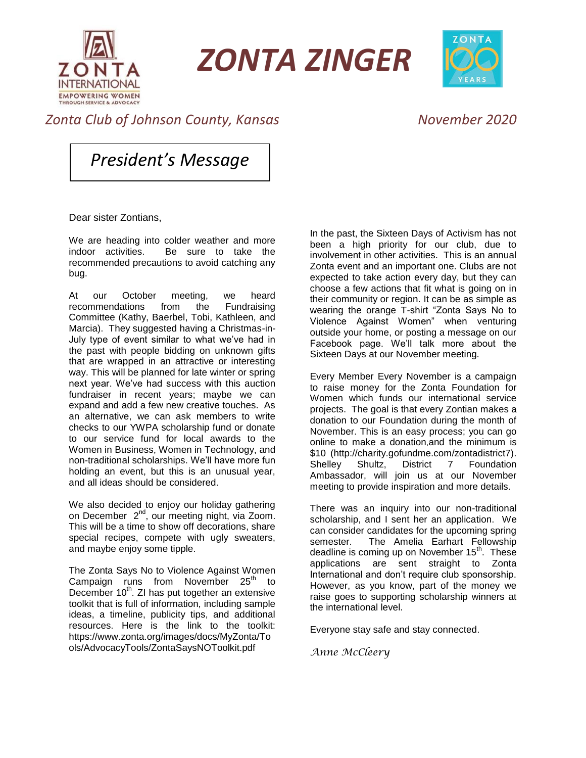# ZONTA ZINGER

*Zonta Club of Johnson County, Kansas* *November 2020*

## *President's Message*

Dear sister Zontians,

We are heading into colder weather and more indoor activities. Be sure to take the recommended precautions to avoid catching any bug.

At our October meeting, we heard recommendations from the Fundraising Committee (Kathy, Baerbel, Tobi, Kathleen, and Marcia). They suggested having a Christmas-in-July type of event similar to what we've had in the past with people bidding on unknown gifts that are wrapped in an attractive or interesting way. This will be planned for late winter or spring next year. We've had success with this auction fundraiser in recent years; maybe we can expand and add a few new creative touches. As an alternative, we can ask members to write checks to our YWPA scholarship fund or donate to our service fund for local awards to the Women in Business, Women in Technology, and non-traditional scholarships. We'll have more fun holding an event, but this is an unusual year, and all ideas should be considered.

We also decided to enjoy our holiday gathering on December 2nd, our meeting night, via Zoom. This will be a time to show off decorations, share special recipes, compete with ugly sweaters, and maybe enjoy some tipple.

The Zonta Says No to Violence Against Women Campaign runs from November 25th to December 10th. ZI has put together an extensive toolkit that is full of information, including sample ideas, a timeline, publicity tips, and additional resources. Here is the link to the toolkit: https://www.zonta.org/images/docs/MyZonta/Tools/AdvocacyTools/ZontaSaysNOToolkit.pdf

In the past, the Sixteen Days of Activism has not been a high priority for our club, due to involvement in other activities. This is an annual Zonta event and an important one. Clubs are not expected to take action every day, but they can choose a few actions that fit what is going on in their community or region. It can be as simple as wearing the orange T-shirt "Zonta Says No to Violence Against Women" when venturing outside your home, or posting a message on our Facebook page. We'll talk more about the Sixteen Days at our November meeting.

Every Member Every November is a campaign to raise money for the Zonta Foundation for Women which funds our international service projects. The goal is that every Zontian makes a donation to our Foundation during the month of November. This is an easy process; you can go online to make a donation,and the minimum is $10 (http://charity.gofundme.com/zontadistrict7). Shelley Shultz, District 7 Foundation Ambassador, will join us at our November meeting to provide inspiration and more details.

There was an inquiry into our non-traditional scholarship, and I sent her an application. We can consider candidates for the upcoming spring semester. The Amelia Earhart Fellowship deadline is coming up on November 15th. These applications are sent straight to Zonta International and don't require club sponsorship. However, as you know, part of the money we raise goes to supporting scholarship winners at the international level.

Everyone stay safe and stay connected.

*Anne McCleery*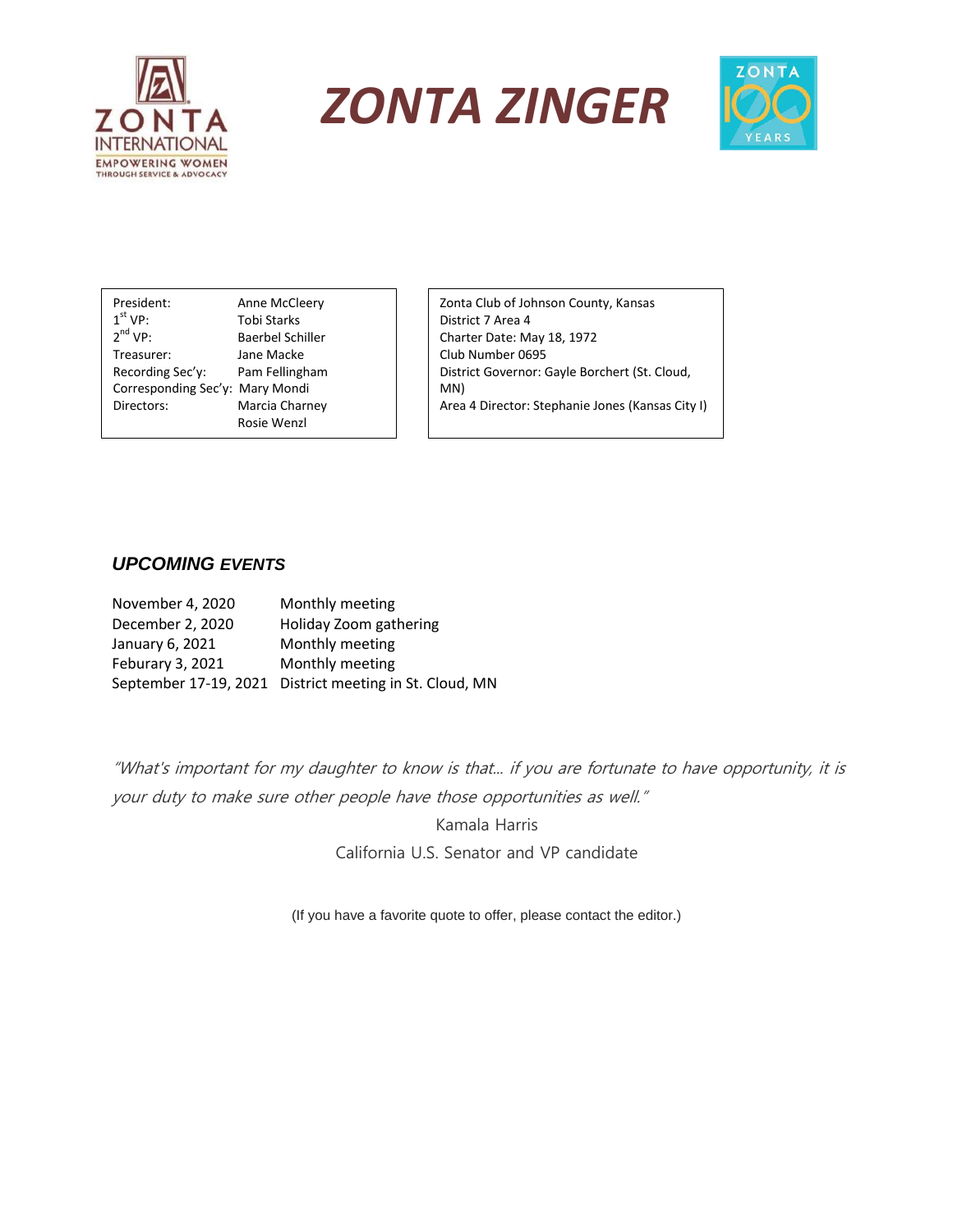# ZONTA ZINGER

| | |
|---|---|
| President: | Anne McCleery |
| 1st VP: | Tobi Starks |
| 2nd VP: | Baerbel Schiller |
| Treasurer: | Jane Macke |
| Recording Sec'y: | Pam Fellingham |
| Corresponding Sec'y: | Mary Mondi |
| Directors: | Marcia Charney |
| | Rosie Wenzl |

Zonta Club of Johnson County, Kansas
District 7 Area 4
Charter Date: May 18, 1972
Club Number 0695
District Governor: Gayle Borchert (St. Cloud, MN)
Area 4 Director: Stephanie Jones (Kansas City I)

## *UPCOMING EVENTS*

| | |
|---|---|
| November 4, 2020 | Monthly meeting |
| December 2, 2020 | Holiday Zoom gathering |
| January 6, 2021 | Monthly meeting |
| Feburary 3, 2021 | Monthly meeting |
| September 17-19, 2021 | District meeting in St. Cloud, MN |

*"What's important for my daughter to know is that... if you are fortunate to have opportunity, it is your duty to make sure other people have those opportunities as well."*

Kamala Harris

California U.S. Senator and VP candidate

(If you have a favorite quote to offer, please contact the editor.)